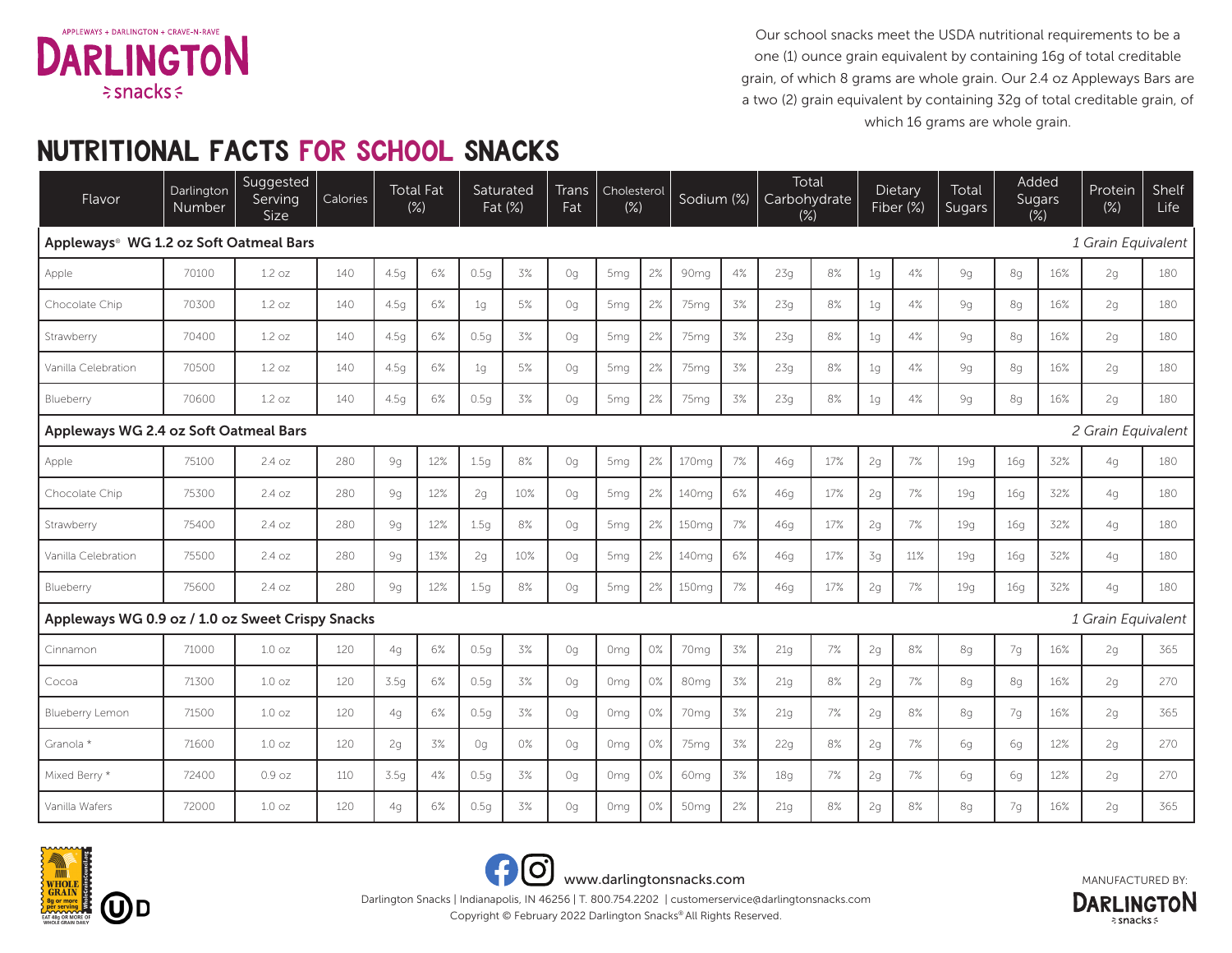APPLEWAYS + DARLINGTON + CRAVE-N-RAVE
**DARLINGTON snacks**

Our school snacks meet the USDA nutritional requirements to be a one (1) ounce grain equivalent by containing 16g of total creditable grain, of which 8 grams are whole grain. Our 2.4 oz Appleways Bars are a two (2) grain equivalent by containing 32g of total creditable grain, of which 16 grams are whole grain.

# NUTRITIONAL FACTS FOR SCHOOL SNACKS

| Flavor | Darlington Number | Suggested Serving Size | Calories | Total Fat (%) | | Saturated Fat (%) | | Trans Fat | Cholesterol (%) | | Sodium (%) | | Total Carbohydrate (%) | | Dietary Fiber (%) | | Total Sugars | Added Sugars (%) | | Protein (%) | Shelf Life |
|---|---|---|---|---|---|---|---|---|---|---|---|---|---|---|---|---|---|---|---|---|---|
| **Appleways® WG 1.2 oz Soft Oatmeal Bars** | | | | | | | | | | | | | | | | | | | | | *1 Grain Equivalent* |
| Apple | 70100 | 1.2 oz | 140 | 4.5g | 6% | 0.5g | 3% | 0g | 5mg | 2% | 90mg | 4% | 23g | 8% | 1g | 4% | 9g | 8g | 16% | 2g | 180 |
| Chocolate Chip | 70300 | 1.2 oz | 140 | 4.5g | 6% | 1g | 5% | 0g | 5mg | 2% | 75mg | 3% | 23g | 8% | 1g | 4% | 9g | 8g | 16% | 2g | 180 |
| Strawberry | 70400 | 1.2 oz | 140 | 4.5g | 6% | 0.5g | 3% | 0g | 5mg | 2% | 75mg | 3% | 23g | 8% | 1g | 4% | 9g | 8g | 16% | 2g | 180 |
| Vanilla Celebration | 70500 | 1.2 oz | 140 | 4.5g | 6% | 1g | 5% | 0g | 5mg | 2% | 75mg | 3% | 23g | 8% | 1g | 4% | 9g | 8g | 16% | 2g | 180 |
| Blueberry | 70600 | 1.2 oz | 140 | 4.5g | 6% | 0.5g | 3% | 0g | 5mg | 2% | 75mg | 3% | 23g | 8% | 1g | 4% | 9g | 8g | 16% | 2g | 180 |
| **Appleways WG 2.4 oz Soft Oatmeal Bars** | | | | | | | | | | | | | | | | | | | | | *2 Grain Equivalent* |
| Apple | 75100 | 2.4 oz | 280 | 9g | 12% | 1.5g | 8% | 0g | 5mg | 2% | 170mg | 7% | 46g | 17% | 2g | 7% | 19g | 16g | 32% | 4g | 180 |
| Chocolate Chip | 75300 | 2.4 oz | 280 | 9g | 12% | 2g | 10% | 0g | 5mg | 2% | 140mg | 6% | 46g | 17% | 2g | 7% | 19g | 16g | 32% | 4g | 180 |
| Strawberry | 75400 | 2.4 oz | 280 | 9g | 12% | 1.5g | 8% | 0g | 5mg | 2% | 150mg | 7% | 46g | 17% | 2g | 7% | 19g | 16g | 32% | 4g | 180 |
| Vanilla Celebration | 75500 | 2.4 oz | 280 | 9g | 13% | 2g | 10% | 0g | 5mg | 2% | 140mg | 6% | 46g | 17% | 3g | 11% | 19g | 16g | 32% | 4g | 180 |
| Blueberry | 75600 | 2.4 oz | 280 | 9g | 12% | 1.5g | 8% | 0g | 5mg | 2% | 150mg | 7% | 46g | 17% | 2g | 7% | 19g | 16g | 32% | 4g | 180 |
| **Appleways WG 0.9 oz / 1.0 oz Sweet Crispy Snacks** | | | | | | | | | | | | | | | | | | | | | *1 Grain Equivalent* |
| Cinnamon | 71000 | 1.0 oz | 120 | 4g | 6% | 0.5g | 3% | 0g | 0mg | 0% | 70mg | 3% | 21g | 7% | 2g | 8% | 8g | 7g | 16% | 2g | 365 |
| Cocoa | 71300 | 1.0 oz | 120 | 3.5g | 6% | 0.5g | 3% | 0g | 0mg | 0% | 80mg | 3% | 21g | 8% | 2g | 7% | 8g | 8g | 16% | 2g | 270 |
| Blueberry Lemon | 71500 | 1.0 oz | 120 | 4g | 6% | 0.5g | 3% | 0g | 0mg | 0% | 70mg | 3% | 21g | 7% | 2g | 8% | 8g | 7g | 16% | 2g | 365 |
| Granola * | 71600 | 1.0 oz | 120 | 2g | 3% | 0g | 0% | 0g | 0mg | 0% | 75mg | 3% | 22g | 8% | 2g | 7% | 6g | 6g | 12% | 2g | 270 |
| Mixed Berry * | 72400 | 0.9 oz | 110 | 3.5g | 4% | 0.5g | 3% | 0g | 0mg | 0% | 60mg | 3% | 18g | 7% | 2g | 7% | 6g | 6g | 12% | 2g | 270 |
| Vanilla Wafers | 72000 | 1.0 oz | 120 | 4g | 6% | 0.5g | 3% | 0g | 0mg | 0% | 50mg | 2% | 21g | 8% | 2g | 8% | 8g | 7g | 16% | 2g | 365 |

WHOLE GRAIN 8g or more per serving — EAT 48g OR MORE OF WHOLE GRAIN DAILY — WholeGrainsCouncil.org

www.darlingtonsnacks.com

Darlington Snacks | Indianapolis, IN 46256 | T. 800.754.2202 | customerservice@darlingtonsnacks.com

Copyright © February 2022 Darlington Snacks® All Rights Reserved.

MANUFACTURED BY: DARLINGTON snacks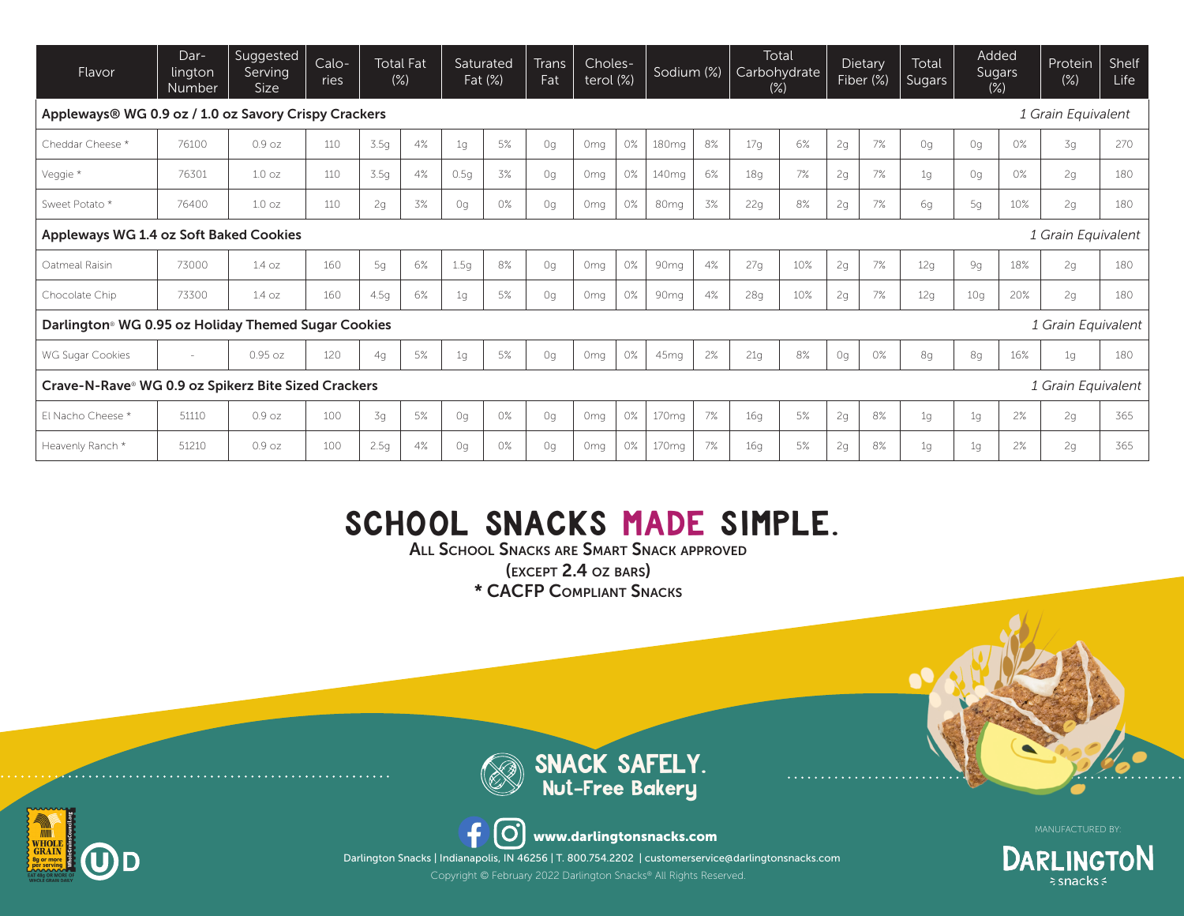| Flavor | Darlington Number | Suggested Serving Size | Calories | Total Fat (%) | | Saturated Fat (%) | | Trans Fat | Cholesterol (%) | | Sodium (%) | | Total Carbohydrate (%) | | Dietary Fiber (%) | | Total Sugars | Added Sugars (%) | | Protein (%) | Shelf Life |
|---|---|---|---|---|---|---|---|---|---|---|---|---|---|---|---|---|---|---|---|---|---|
| **Appleways® WG 0.9 oz / 1.0 oz Savory Crispy Crackers** | | | | | | | | | | | | | | | | | | | | *1 Grain Equivalent* | |
| Cheddar Cheese * | 76100 | 0.9 oz | 110 | 3.5g | 4% | 1g | 5% | 0g | 0mg | 0% | 180mg | 8% | 17g | 6% | 2g | 7% | 0g | 0g | 0% | 3g | 270 |
| Veggie * | 76301 | 1.0 oz | 110 | 3.5g | 4% | 0.5g | 3% | 0g | 0mg | 0% | 140mg | 6% | 18g | 7% | 2g | 7% | 1g | 0g | 0% | 2g | 180 |
| Sweet Potato * | 76400 | 1.0 oz | 110 | 2g | 3% | 0g | 0% | 0g | 0mg | 0% | 80mg | 3% | 22g | 8% | 2g | 7% | 6g | 5g | 10% | 2g | 180 |
| **Appleways WG 1.4 oz Soft Baked Cookies** | | | | | | | | | | | | | | | | | | | | *1 Grain Equivalent* | |
| Oatmeal Raisin | 73000 | 1.4 oz | 160 | 5g | 6% | 1.5g | 8% | 0g | 0mg | 0% | 90mg | 4% | 27g | 10% | 2g | 7% | 12g | 9g | 18% | 2g | 180 |
| Chocolate Chip | 73300 | 1.4 oz | 160 | 4.5g | 6% | 1g | 5% | 0g | 0mg | 0% | 90mg | 4% | 28g | 10% | 2g | 7% | 12g | 10g | 20% | 2g | 180 |
| **Darlington® WG 0.95 oz Holiday Themed Sugar Cookies** | | | | | | | | | | | | | | | | | | | | *1 Grain Equivalent* | |
| WG Sugar Cookies | - | 0.95 oz | 120 | 4g | 5% | 1g | 5% | 0g | 0mg | 0% | 45mg | 2% | 21g | 8% | 0g | 0% | 8g | 8g | 16% | 1g | 180 |
| **Crave-N-Rave® WG 0.9 oz Spikerz Bite Sized Crackers** | | | | | | | | | | | | | | | | | | | | *1 Grain Equivalent* | |
| El Nacho Cheese * | 51110 | 0.9 oz | 100 | 3g | 5% | 0g | 0% | 0g | 0mg | 0% | 170mg | 7% | 16g | 5% | 2g | 8% | 1g | 1g | 2% | 2g | 365 |
| Heavenly Ranch * | 51210 | 0.9 oz | 100 | 2.5g | 4% | 0g | 0% | 0g | 0mg | 0% | 170mg | 7% | 16g | 5% | 2g | 8% | 1g | 1g | 2% | 2g | 365 |

# SCHOOL SNACKS MADE SIMPLE.

ALL SCHOOL SNACKS ARE SMART SNACK APPROVED
(EXCEPT 2.4 OZ BARS)
* CACFP COMPLIANT SNACKS

**SNACK SAFELY.**
**Nut-Free Bakery**

www.darlingtonsnacks.com

Darlington Snacks | Indianapolis, IN 46256 | T. 800.754.2202 | customerservice@darlingtonsnacks.com

Copyright © February 2022 Darlington Snacks® All Rights Reserved.

WHOLE GRAIN 8g or more per serving — EAT 48g OR MORE OF WHOLE GRAINS DAILY — WholeGrainsCouncil.org

MANUFACTURED BY: DARLINGTON snacks